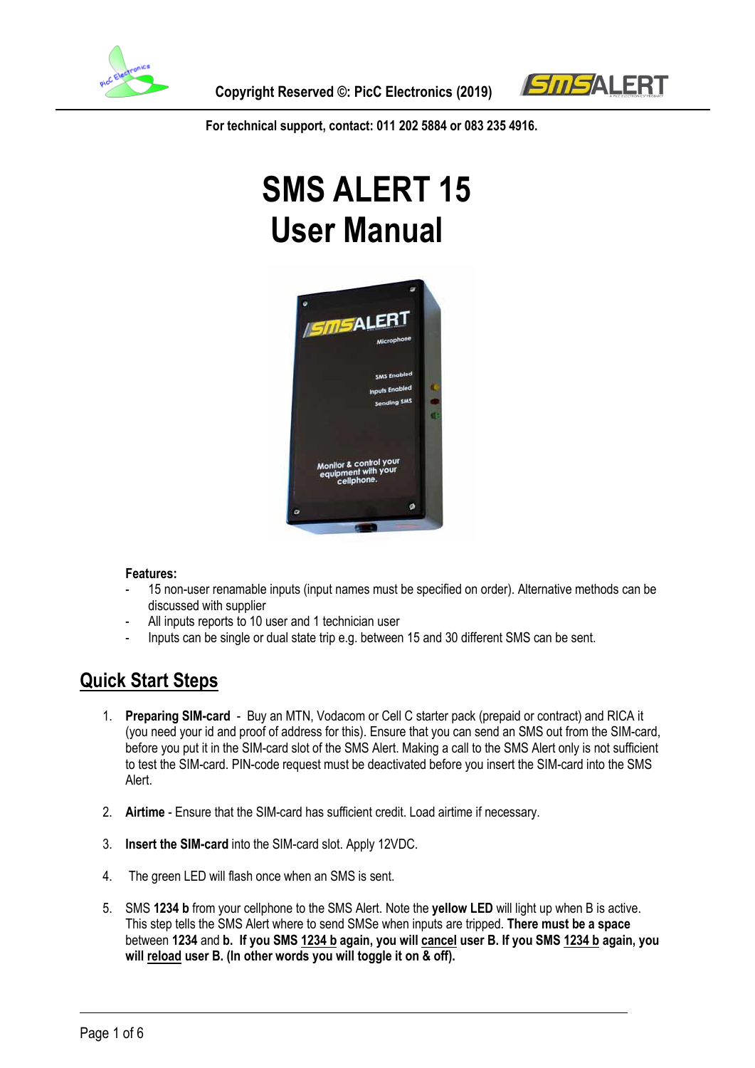Copyright Reserved ©: PicC Electronics (2019)

For technical support, contact: 011 202 5884 or 083 235 4916.

# SMS ALERT 15 User Manual

**Features:**

- 15 non-user renamable inputs (input names must be specified on order). Alternative methods can be discussed with supplier
- All inputs reports to 10 user and 1 technician user
- Inputs can be single or dual state trip e.g. between 15 and 30 different SMS can be sent.

## Quick Start Steps

1. **Preparing SIM-card** - Buy an MTN, Vodacom or Cell C starter pack (prepaid or contract) and RICA it (you need your id and proof of address for this). Ensure that you can send an SMS out from the SIM-card, before you put it in the SIM-card slot of the SMS Alert. Making a call to the SMS Alert only is not sufficient to test the SIM-card. PIN-code request must be deactivated before you insert the SIM-card into the SMS Alert.

2. **Airtime** - Ensure that the SIM-card has sufficient credit. Load airtime if necessary.

3. **Insert the SIM-card** into the SIM-card slot. Apply 12VDC.

4. The green LED will flash once when an SMS is sent.

5. SMS **1234 b** from your cellphone to the SMS Alert. Note the **yellow LED** will light up when B is active. This step tells the SMS Alert where to send SMSe when inputs are tripped. **There must be a space** between **1234** and **b. If you SMS 1234 b again, you will cancel user B. If you SMS 1234 b again, you will reload user B. (In other words you will toggle it on & off).**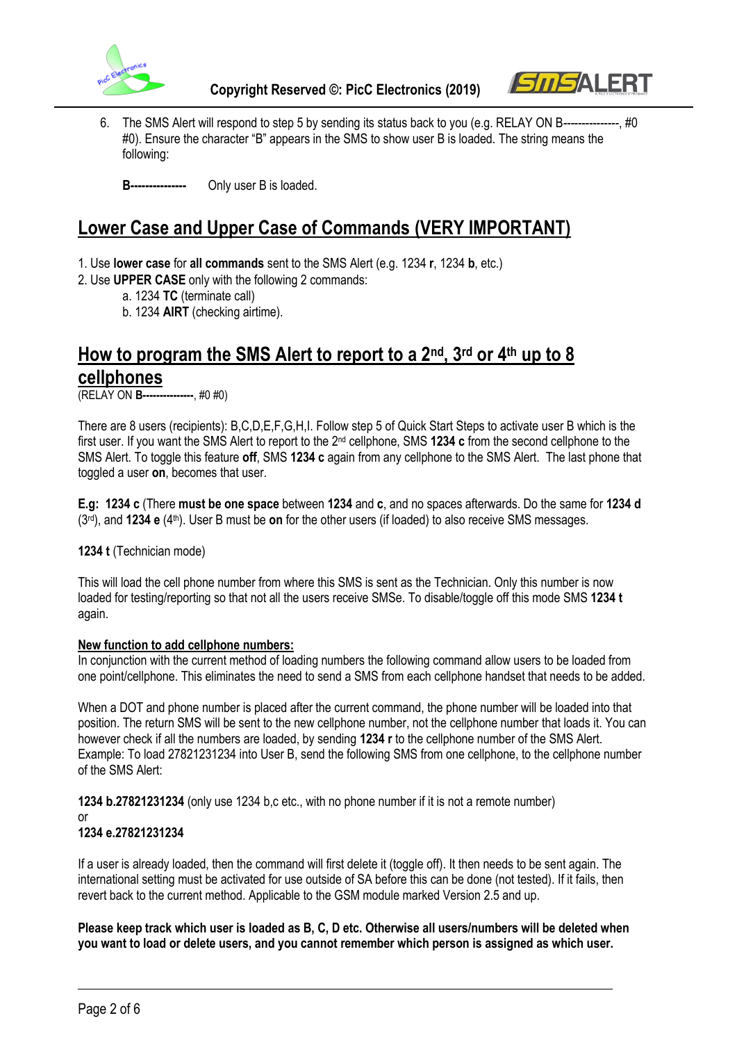6. The SMS Alert will respond to step 5 by sending its status back to you (e.g. RELAY ON B---------------, #0 #0). Ensure the character "B" appears in the SMS to show user B is loaded. The string means the following:

   **B---------------** Only user B is loaded.

## Lower Case and Upper Case of Commands (VERY IMPORTANT)

1. Use **lower case** for **all commands** sent to the SMS Alert (e.g. 1234 **r**, 1234 **b**, etc.)
2. Use **UPPER CASE** only with the following 2 commands:
   a. 1234 **TC** (terminate call)
   b. 1234 **AIRT** (checking airtime).

## How to program the SMS Alert to report to a 2nd, 3rd or 4th up to 8 cellphones

(RELAY ON **B---------------**, #0 #0)

There are 8 users (recipients): B,C,D,E,F,G,H,I. Follow step 5 of Quick Start Steps to activate user B which is the first user. If you want the SMS Alert to report to the 2nd cellphone, SMS **1234 c** from the second cellphone to the SMS Alert. To toggle this feature **off**, SMS **1234 c** again from any cellphone to the SMS Alert. The last phone that toggled a user **on**, becomes that user.

**E.g: 1234 c** (There **must be one space** between **1234** and **c**, and no spaces afterwards. Do the same for **1234 d** (3rd), and **1234 e** (4th). User B must be **on** for the other users (if loaded) to also receive SMS messages.

**1234 t** (Technician mode)

This will load the cell phone number from where this SMS is sent as the Technician. Only this number is now loaded for testing/reporting so that not all the users receive SMSe. To disable/toggle off this mode SMS **1234 t** again.

**New function to add cellphone numbers:**

In conjunction with the current method of loading numbers the following command allow users to be loaded from one point/cellphone. This eliminates the need to send a SMS from each cellphone handset that needs to be added.

When a DOT and phone number is placed after the current command, the phone number will be loaded into that position. The return SMS will be sent to the new cellphone number, not the cellphone number that loads it. You can however check if all the numbers are loaded, by sending **1234 r** to the cellphone number of the SMS Alert. Example: To load 27821231234 into User B, send the following SMS from one cellphone, to the cellphone number of the SMS Alert:

**1234 b.27821231234** (only use 1234 b,c etc., with no phone number if it is not a remote number)
or
**1234 e.27821231234**

If a user is already loaded, then the command will first delete it (toggle off). It then needs to be sent again. The international setting must be activated for use outside of SA before this can be done (not tested). If it fails, then revert back to the current method. Applicable to the GSM module marked Version 2.5 and up.

**Please keep track which user is loaded as B, C, D etc. Otherwise all users/numbers will be deleted when you want to load or delete users, and you cannot remember which person is assigned as which user.**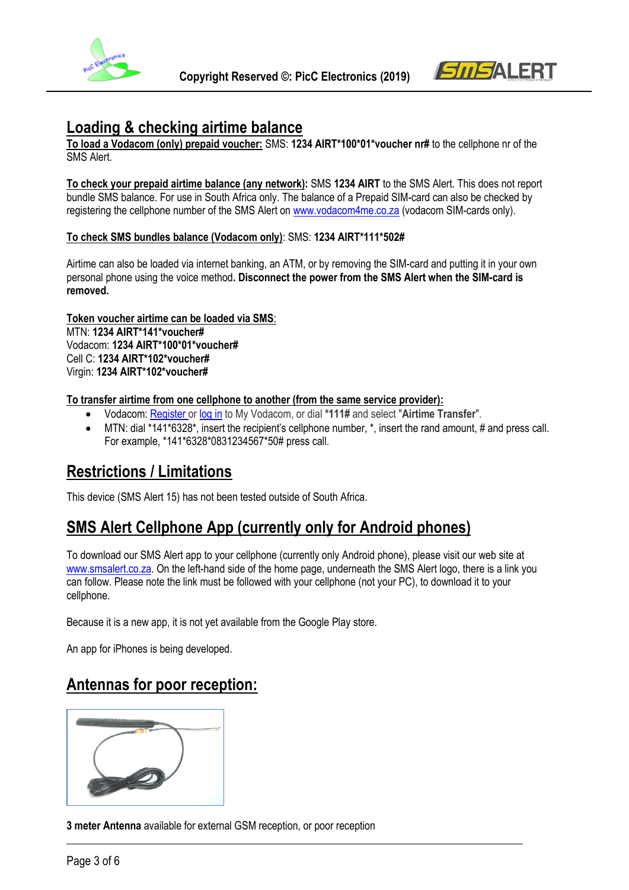## Loading & checking airtime balance

**To load a Vodacom (only) prepaid voucher:** SMS: **1234 AIRT*100*01*voucher nr#** to the cellphone nr of the SMS Alert.

**To check your prepaid airtime balance (any network):** SMS **1234 AIRT** to the SMS Alert. This does not report bundle SMS balance. For use in South Africa only. The balance of a Prepaid SIM-card can also be checked by registering the cellphone number of the SMS Alert on www.vodacom4me.co.za (vodacom SIM-cards only).

**To check SMS bundles balance (Vodacom only)**: SMS: **1234 AIRT*111*502#**

Airtime can also be loaded via internet banking, an ATM, or by removing the SIM-card and putting it in your own personal phone using the voice method**. Disconnect the power from the SMS Alert when the SIM-card is removed.**

**Token voucher airtime can be loaded via SMS**:
MTN: **1234 AIRT*141*voucher#**
Vodacom: **1234 AIRT*100*01*voucher#**
Cell C: **1234 AIRT*102*voucher#**
Virgin: **1234 AIRT*102*voucher#**

**To transfer airtime from one cellphone to another (from the same service provider):**

- Vodacom: Register or log in to My Vodacom, or dial ***111#** and select "**Airtime Transfer**".
- MTN: dial *141*6328*, insert the recipient's cellphone number, *, insert the rand amount, # and press call. For example, *141*6328*0831234567*50# press call.

## Restrictions / Limitations

This device (SMS Alert 15) has not been tested outside of South Africa.

## SMS Alert Cellphone App (currently only for Android phones)

To download our SMS Alert app to your cellphone (currently only Android phone), please visit our web site at www.smsalert.co.za. On the left-hand side of the home page, underneath the SMS Alert logo, there is a link you can follow. Please note the link must be followed with your cellphone (not your PC), to download it to your cellphone.

Because it is a new app, it is not yet available from the Google Play store.

An app for iPhones is being developed.

## Antennas for poor reception:

**3 meter Antenna** available for external GSM reception, or poor reception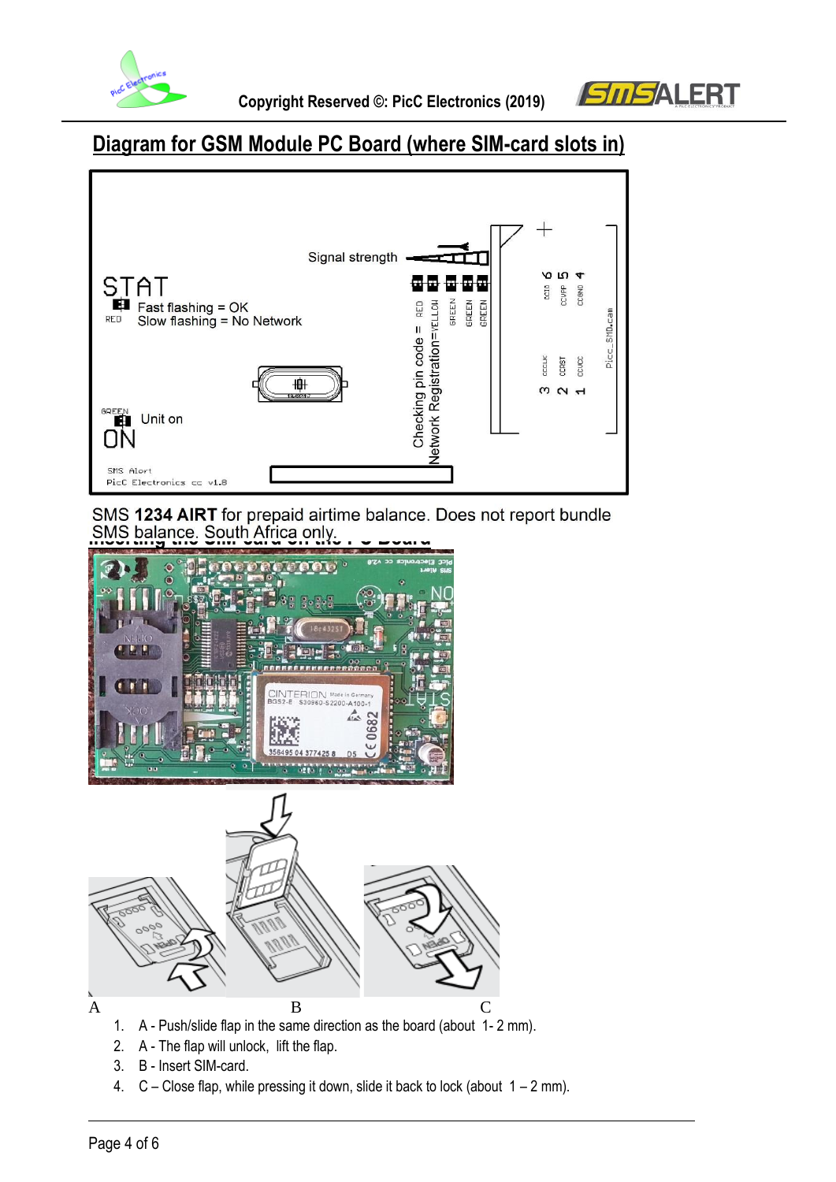## Diagram for GSM Module PC Board (where SIM-card slots in)

Signal strength

STAT

RED Fast flashing = OK
Slow flashing = No Network

GREEN Unit on
ON

Checking pin code = RED
Network Registration=YELLOW
GREEN
GREEN
GREEN

SMS Alert
PicC Electronics cc v1.8

SMS **1234 AIRT** for prepaid airtime balance. Does not report bundle SMS balance. South Africa only.

### Inserting the SIM-card on the PC Board

A B C

1. A - Push/slide flap in the same direction as the board (about 1- 2 mm).
2. A - The flap will unlock, lift the flap.
3. B - Insert SIM-card.
4. C – Close flap, while pressing it down, slide it back to lock (about 1 – 2 mm).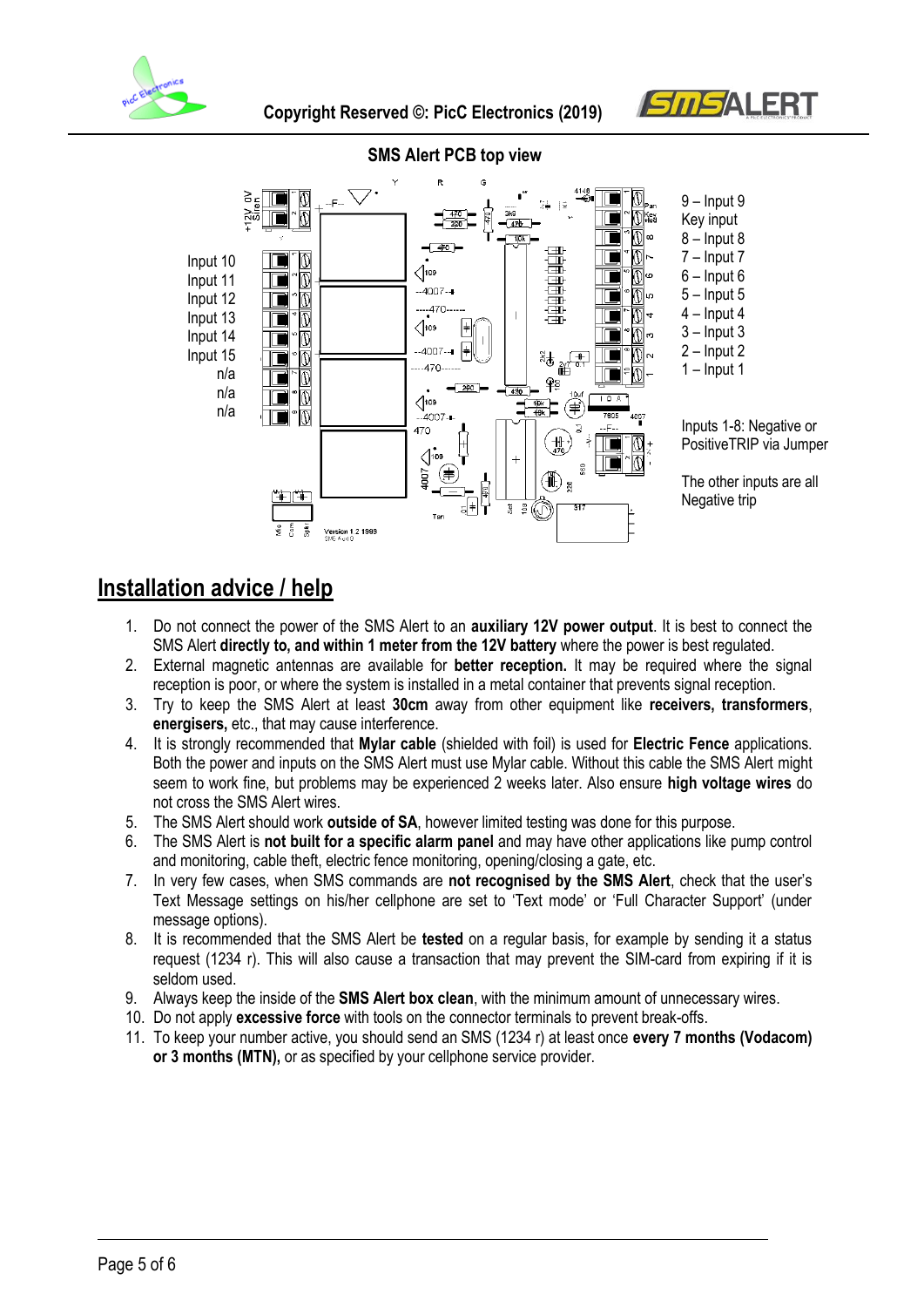## SMS Alert PCB top view

Input 10
Input 11
Input 12
Input 13
Input 14
Input 15
n/a
n/a
n/a

9 – Input 9
Key input
8 – Input 8
7 – Input 7
6 – Input 6
5 – Input 5
4 – Input 4
3 – Input 3
2 – Input 2
1 – Input 1

Inputs 1-8: Negative or PositiveTRIP via Jumper

The other inputs are all Negative trip

# Installation advice / help

1. Do not connect the power of the SMS Alert to an **auxiliary 12V power output**. It is best to connect the SMS Alert **directly to, and within 1 meter from the 12V battery** where the power is best regulated.
2. External magnetic antennas are available for **better reception.** It may be required where the signal reception is poor, or where the system is installed in a metal container that prevents signal reception.
3. Try to keep the SMS Alert at least **30cm** away from other equipment like **receivers, transformers**, **energisers,** etc., that may cause interference.
4. It is strongly recommended that **Mylar cable** (shielded with foil) is used for **Electric Fence** applications. Both the power and inputs on the SMS Alert must use Mylar cable. Without this cable the SMS Alert might seem to work fine, but problems may be experienced 2 weeks later. Also ensure **high voltage wires** do not cross the SMS Alert wires.
5. The SMS Alert should work **outside of SA**, however limited testing was done for this purpose.
6. The SMS Alert is **not built for a specific alarm panel** and may have other applications like pump control and monitoring, cable theft, electric fence monitoring, opening/closing a gate, etc.
7. In very few cases, when SMS commands are **not recognised by the SMS Alert**, check that the user's Text Message settings on his/her cellphone are set to 'Text mode' or 'Full Character Support' (under message options).
8. It is recommended that the SMS Alert be **tested** on a regular basis, for example by sending it a status request (1234 r). This will also cause a transaction that may prevent the SIM-card from expiring if it is seldom used.
9. Always keep the inside of the **SMS Alert box clean**, with the minimum amount of unnecessary wires.
10. Do not apply **excessive force** with tools on the connector terminals to prevent break-offs.
11. To keep your number active, you should send an SMS (1234 r) at least once **every 7 months (Vodacom) or 3 months (MTN),** or as specified by your cellphone service provider.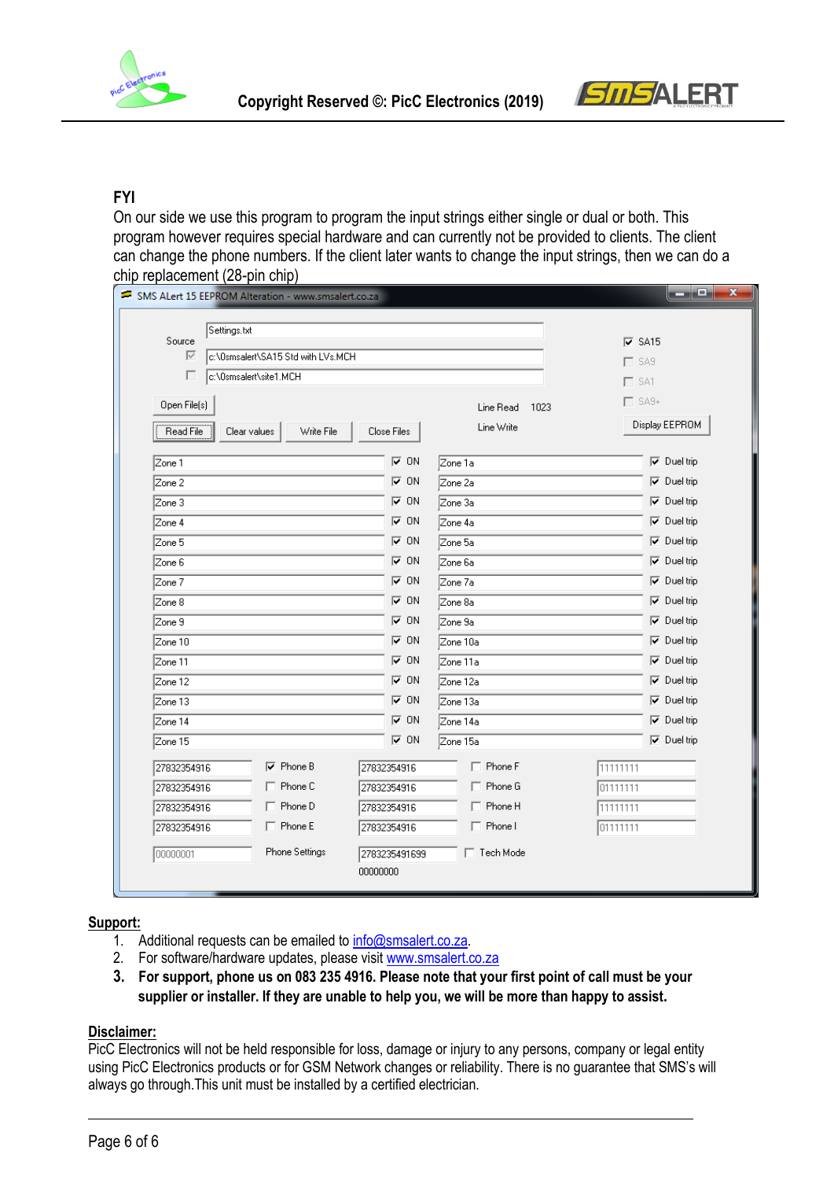**FYI**

On our side we use this program to program the input strings either single or dual or both. This program however requires special hardware and can currently not be provided to clients. The client can change the phone numbers. If the client later wants to change the input strings, then we can do a chip replacement (28-pin chip)

SMS ALert 15 EEPROM Alteration - www.smsalert.co.za

Source

Settings.txt

c:\0smsalert\SA15 Std with LVs.MCH

c:\0smsalert\site1.MCH

SA15

SA9

SA1

SA9+

Open File(s)

Read File

Clear values

Write File

Close Files

Line Read 1023

Line Write

Display EEPROM

Zone 1 ON Zone 1a Duel trip

Zone 2 ON Zone 2a Duel trip

Zone 3 ON Zone 3a Duel trip

Zone 4 ON Zone 4a Duel trip

Zone 5 ON Zone 5a Duel trip

Zone 6 ON Zone 6a Duel trip

Zone 7 ON Zone 7a Duel trip

Zone 8 ON Zone 8a Duel trip

Zone 9 ON Zone 9a Duel trip

Zone 10 ON Zone 10a Duel trip

Zone 11 ON Zone 11a Duel trip

Zone 12 ON Zone 12a Duel trip

Zone 13 ON Zone 13a Duel trip

Zone 14 ON Zone 14a Duel trip

Zone 15 ON Zone 15a Duel trip

27832354916 Phone B 27832354916 Phone F 11111111

27832354916 Phone C 27832354916 Phone G 01111111

27832354916 Phone D 27832354916 Phone H 11111111

27832354916 Phone E 27832354916 Phone I 01111111

00000001 Phone Settings 2783235491699 Tech Mode

00000000

**Support:**

1. Additional requests can be emailed to info@smsalert.co.za.
2. For software/hardware updates, please visit www.smsalert.co.za
3. **For support, phone us on 083 235 4916. Please note that your first point of call must be your supplier or installer. If they are unable to help you, we will be more than happy to assist.**

**Disclaimer:**

PicC Electronics will not be held responsible for loss, damage or injury to any persons, company or legal entity using PicC Electronics products or for GSM Network changes or reliability. There is no guarantee that SMS's will always go through.This unit must be installed by a certified electrician.